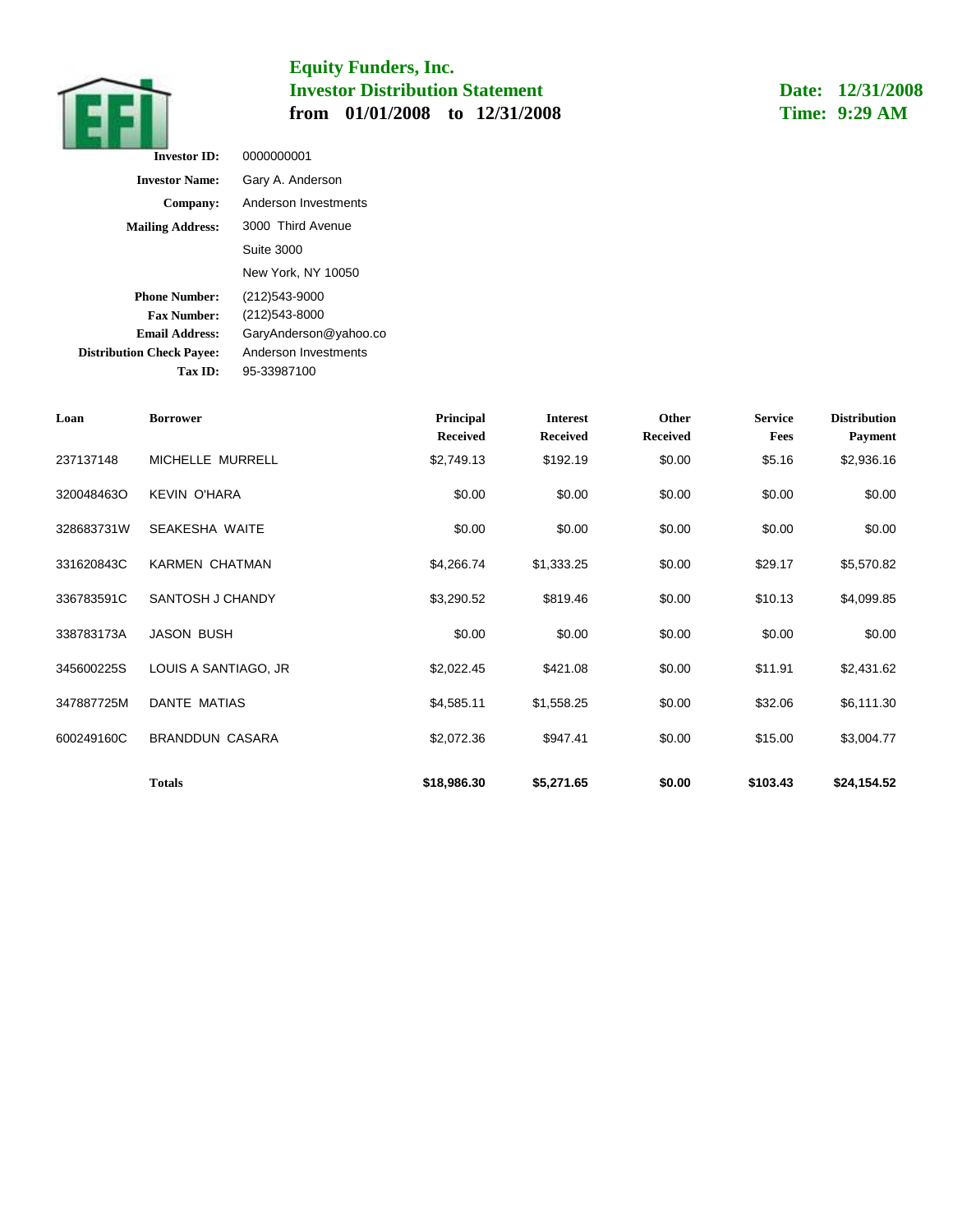# Equity Funders, Inc.
## Investor Distribution Statement
## from 01/01/2008 to 12/31/2008

**Date: 12/31/2008**
**Time: 9:29 AM**

| | |
|---|---|
| **Investor ID:** | 0000000001 |
| **Investor Name:** | Gary A. Anderson |
| **Company:** | Anderson Investments |
| **Mailing Address:** | 3000 Third Avenue |
| | Suite 3000 |
| | New York, NY 10050 |
| **Phone Number:** | (212)543-9000 |
| **Fax Number:** | (212)543-8000 |
| **Email Address:** | GaryAnderson@yahoo.co |
| **Distribution Check Payee:** | Anderson Investments |
| **Tax ID:** | 95-33987100 |

| Loan | Borrower | Principal Received | Interest Received | Other Received | Service Fees | Distribution Payment |
|---|---|---|---|---|---|---|
| 237137148 | MICHELLE MURRELL | $2,749.13 | $192.19 | $0.00 | $5.16 | $2,936.16 |
| 320048463O | KEVIN O'HARA | $0.00 | $0.00 | $0.00 | $0.00 | $0.00 |
| 328683731W | SEAKESHA WAITE | $0.00 | $0.00 | $0.00 | $0.00 | $0.00 |
| 331620843C | KARMEN CHATMAN | $4,266.74 | $1,333.25 | $0.00 | $29.17 | $5,570.82 |
| 336783591C | SANTOSH J CHANDY | $3,290.52 | $819.46 | $0.00 | $10.13 | $4,099.85 |
| 338783173A | JASON BUSH | $0.00 | $0.00 | $0.00 | $0.00 | $0.00 |
| 345600225S | LOUIS A SANTIAGO, JR | $2,022.45 | $421.08 | $0.00 | $11.91 | $2,431.62 |
| 347887725M | DANTE MATIAS | $4,585.11 | $1,558.25 | $0.00 | $32.06 | $6,111.30 |
| 600249160C | BRANDDUN CASARA | $2,072.36 | $947.41 | $0.00 | $15.00 | $3,004.77 |
| | **Totals** | **$18,986.30** | **$5,271.65** | **$0.00** | **$103.43** | **$24,154.52** |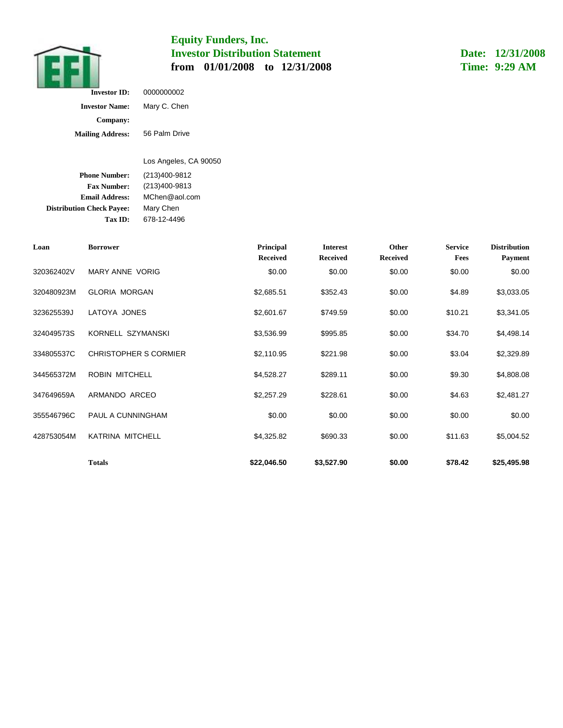# Equity Funders, Inc.

## Investor Distribution Statement

**from 01/01/2008 to 12/31/2008**

**Date: 12/31/2008**
**Time: 9:29 AM**

**Investor ID:** 0000000002
**Investor Name:** Mary C. Chen
**Company:**
**Mailing Address:** 56 Palm Drive

Los Angeles, CA 90050

**Phone Number:** (213)400-9812
**Fax Number:** (213)400-9813
**Email Address:** MChen@aol.com
**Distribution Check Payee:** Mary Chen
**Tax ID:** 678-12-4496

| Loan | Borrower | Principal Received | Interest Received | Other Received | Service Fees | Distribution Payment |
|---|---|---|---|---|---|---|
| 320362402V | MARY ANNE VORIG | $0.00 | $0.00 | $0.00 | $0.00 | $0.00 |
| 320480923M | GLORIA MORGAN | $2,685.51 | $352.43 | $0.00 | $4.89 | $3,033.05 |
| 323625539J | LATOYA JONES | $2,601.67 | $749.59 | $0.00 | $10.21 | $3,341.05 |
| 324049573S | KORNELL SZYMANSKI | $3,536.99 | $995.85 | $0.00 | $34.70 | $4,498.14 |
| 334805537C | CHRISTOPHER S CORMIER | $2,110.95 | $221.98 | $0.00 | $3.04 | $2,329.89 |
| 344565372M | ROBIN MITCHELL | $4,528.27 | $289.11 | $0.00 | $9.30 | $4,808.08 |
| 347649659A | ARMANDO ARCEO | $2,257.29 | $228.61 | $0.00 | $4.63 | $2,481.27 |
| 355546796C | PAUL A CUNNINGHAM | $0.00 | $0.00 | $0.00 | $0.00 | $0.00 |
| 428753054M | KATRINA MITCHELL | $4,325.82 | $690.33 | $0.00 | $11.63 | $5,004.52 |
| | **Totals** | **$22,046.50** | **$3,527.90** | **$0.00** | **$78.42** | **$25,495.98** |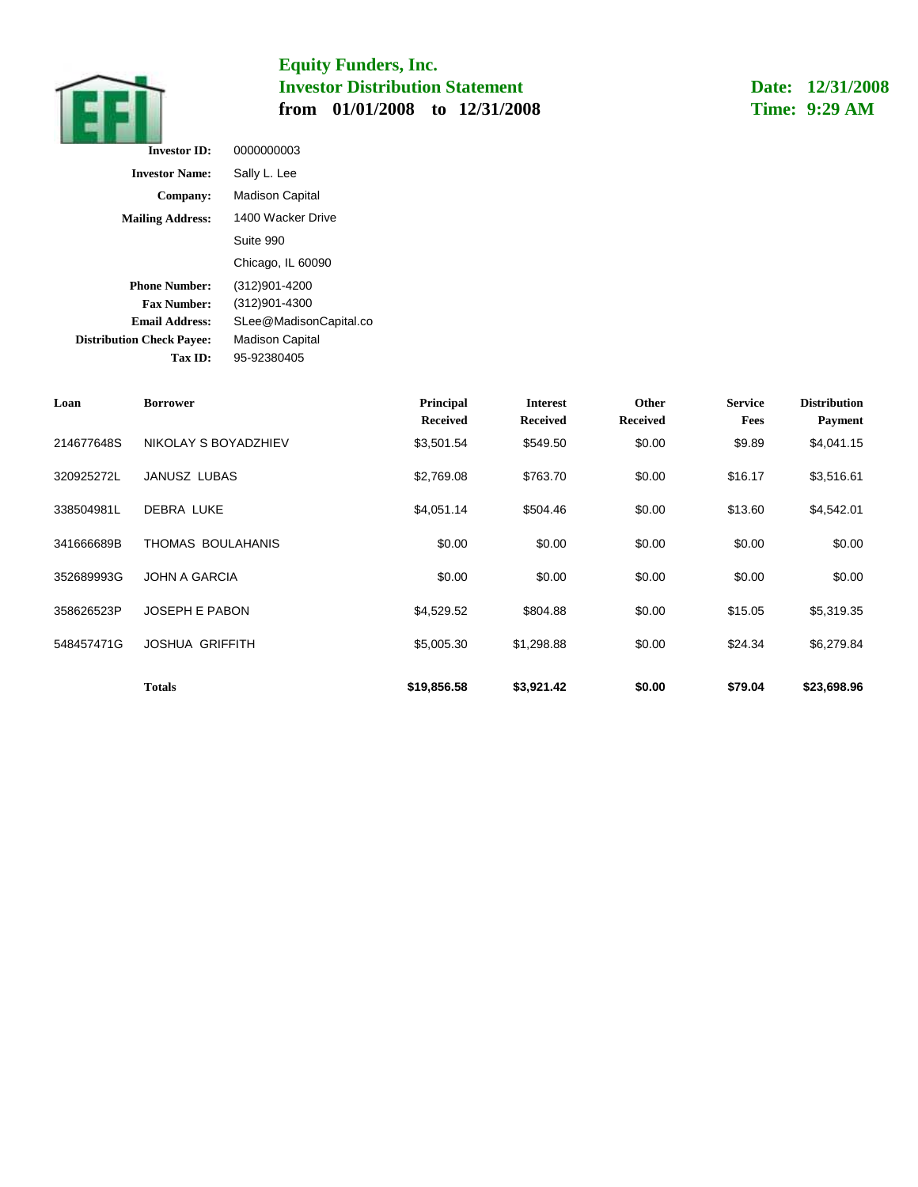# Equity Funders, Inc.
## Investor Distribution Statement
**from 01/01/2008 to 12/31/2008**

**Date: 12/31/2008**
**Time: 9:29 AM**

**Investor ID:** 0000000003
**Investor Name:** Sally L. Lee
**Company:** Madison Capital
**Mailing Address:** 1400 Wacker Drive
Suite 990
Chicago, IL 60090
**Phone Number:** (312)901-4200
**Fax Number:** (312)901-4300
**Email Address:** SLee@MadisonCapital.co
**Distribution Check Payee:** Madison Capital
**Tax ID:** 95-92380405

| Loan | Borrower | Principal Received | Interest Received | Other Received | Service Fees | Distribution Payment |
|---|---|---|---|---|---|---|
| 214677648S | NIKOLAY S BOYADZHIEV | $3,501.54 | $549.50 | $0.00 | $9.89 | $4,041.15 |
| 320925272L | JANUSZ LUBAS | $2,769.08 | $763.70 | $0.00 | $16.17 | $3,516.61 |
| 338504981L | DEBRA LUKE | $4,051.14 | $504.46 | $0.00 | $13.60 | $4,542.01 |
| 341666689B | THOMAS BOULAHANIS | $0.00 | $0.00 | $0.00 | $0.00 | $0.00 |
| 352689993G | JOHN A GARCIA | $0.00 | $0.00 | $0.00 | $0.00 | $0.00 |
| 358626523P | JOSEPH E PABON | $4,529.52 | $804.88 | $0.00 | $15.05 | $5,319.35 |
| 548457471G | JOSHUA GRIFFITH | $5,005.30 | $1,298.88 | $0.00 | $24.34 | $6,279.84 |
| | **Totals** | **$19,856.58** | **$3,921.42** | **$0.00** | **$79.04** | **$23,698.96** |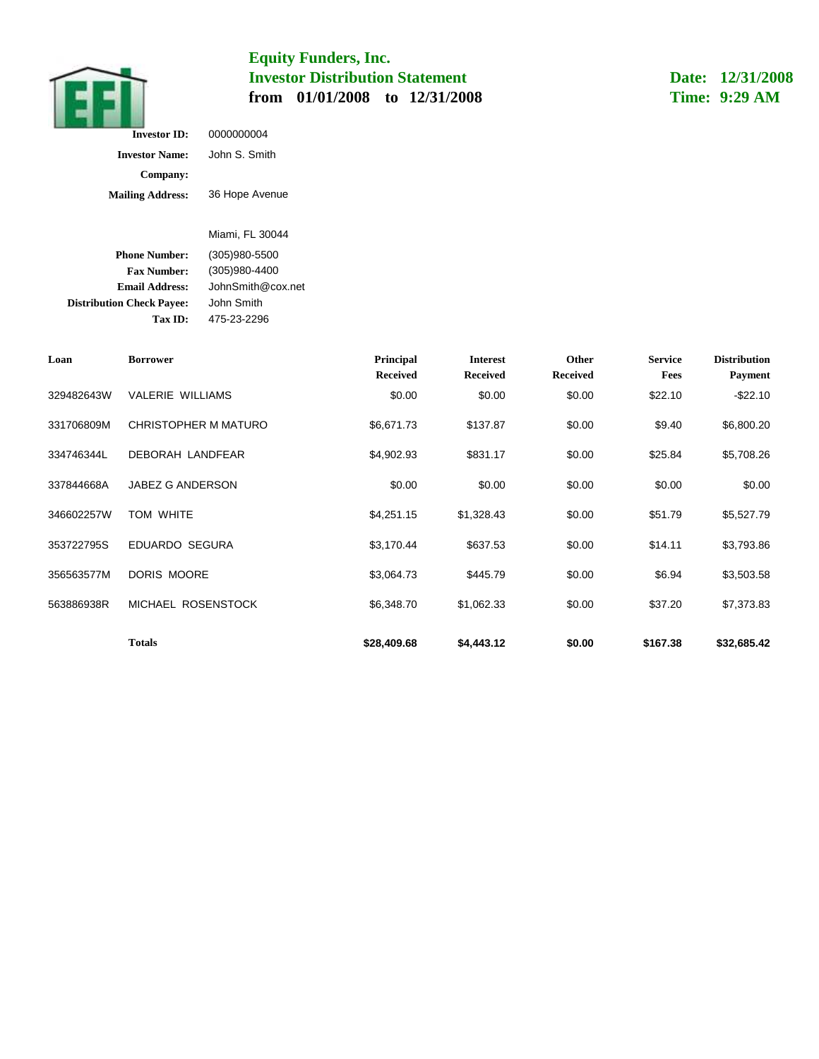# Equity Funders, Inc.

## Investor Distribution Statement

**from 01/01/2008 to 12/31/2008**

**Date: 12/31/2008**
**Time: 9:29 AM**

**Investor ID:** 0000000004
**Investor Name:** John S. Smith
**Company:**
**Mailing Address:** 36 Hope Avenue

Miami, FL 30044

**Phone Number:** (305)980-5500
**Fax Number:** (305)980-4400
**Email Address:** JohnSmith@cox.net
**Distribution Check Payee:** John Smith
**Tax ID:** 475-23-2296

| Loan | Borrower | Principal Received | Interest Received | Other Received | Service Fees | Distribution Payment |
|---|---|---|---|---|---|---|
| 329482643W | VALERIE WILLIAMS | $0.00 | $0.00 | $0.00 | $22.10 | -$22.10 |
| 331706809M | CHRISTOPHER M MATURO | $6,671.73 | $137.87 | $0.00 | $9.40 | $6,800.20 |
| 334746344L | DEBORAH LANDFEAR | $4,902.93 | $831.17 | $0.00 | $25.84 | $5,708.26 |
| 337844668A | JABEZ G ANDERSON | $0.00 | $0.00 | $0.00 | $0.00 | $0.00 |
| 346602257W | TOM WHITE | $4,251.15 | $1,328.43 | $0.00 | $51.79 | $5,527.79 |
| 353722795S | EDUARDO SEGURA | $3,170.44 | $637.53 | $0.00 | $14.11 | $3,793.86 |
| 356563577M | DORIS MOORE | $3,064.73 | $445.79 | $0.00 | $6.94 | $3,503.58 |
| 563886938R | MICHAEL ROSENSTOCK | $6,348.70 | $1,062.33 | $0.00 | $37.20 | $7,373.83 |
| | **Totals** | **$28,409.68** | **$4,443.12** | **$0.00** | **$167.38** | **$32,685.42** |